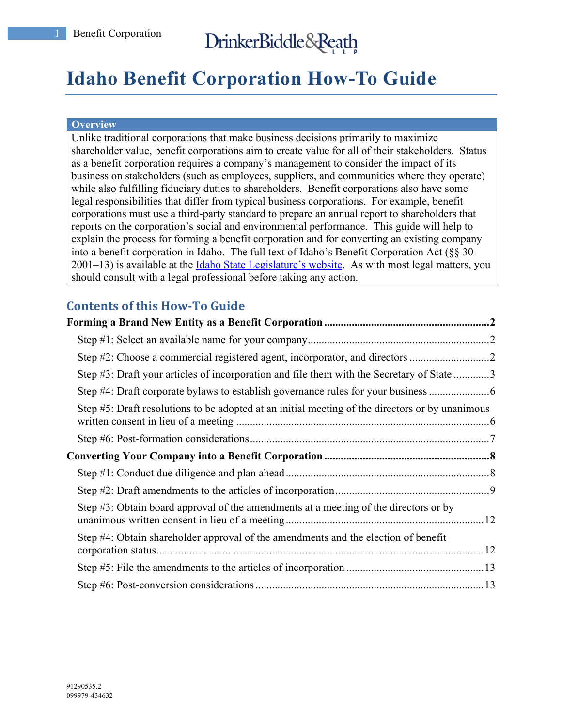# Idaho Benefit Corporation How-To Guide

**Overview**

Unlike traditional corporations that make business decisions primarily to maximize shareholder value, benefit corporations aim to create value for all of their stakeholders. Status as a benefit corporation requires a company's management to consider the impact of its business on stakeholders (such as employees, suppliers, and communities where they operate) while also fulfilling fiduciary duties to shareholders. Benefit corporations also have some legal responsibilities that differ from typical business corporations. For example, benefit corporations must use a third-party standard to prepare an annual report to shareholders that reports on the corporation's social and environmental performance. This guide will help to explain the process for forming a benefit corporation and for converting an existing company into a benefit corporation in Idaho. The full text of Idaho's Benefit Corporation Act (§§ 30-2001–13) is available at the Idaho State Legislature's website. As with most legal matters, you should consult with a legal professional before taking any action.

## Contents of this How-To Guide

**Forming a Brand New Entity as a Benefit Corporation ....... 2**

- Step #1: Select an available name for your company ....... 2
- Step #2: Choose a commercial registered agent, incorporator, and directors ....... 2
- Step #3: Draft your articles of incorporation and file them with the Secretary of State ....... 3
- Step #4: Draft corporate bylaws to establish governance rules for your business ....... 6
- Step #5: Draft resolutions to be adopted at an initial meeting of the directors or by unanimous written consent in lieu of a meeting ....... 6
- Step #6: Post-formation considerations ....... 7

**Converting Your Company into a Benefit Corporation ....... 8**

- Step #1: Conduct due diligence and plan ahead ....... 8
- Step #2: Draft amendments to the articles of incorporation ....... 9
- Step #3: Obtain board approval of the amendments at a meeting of the directors or by unanimous written consent in lieu of a meeting ....... 12
- Step #4: Obtain shareholder approval of the amendments and the election of benefit corporation status ....... 12
- Step #5: File the amendments to the articles of incorporation ....... 13
- Step #6: Post-conversion considerations ....... 13

91290535.2
099979-434632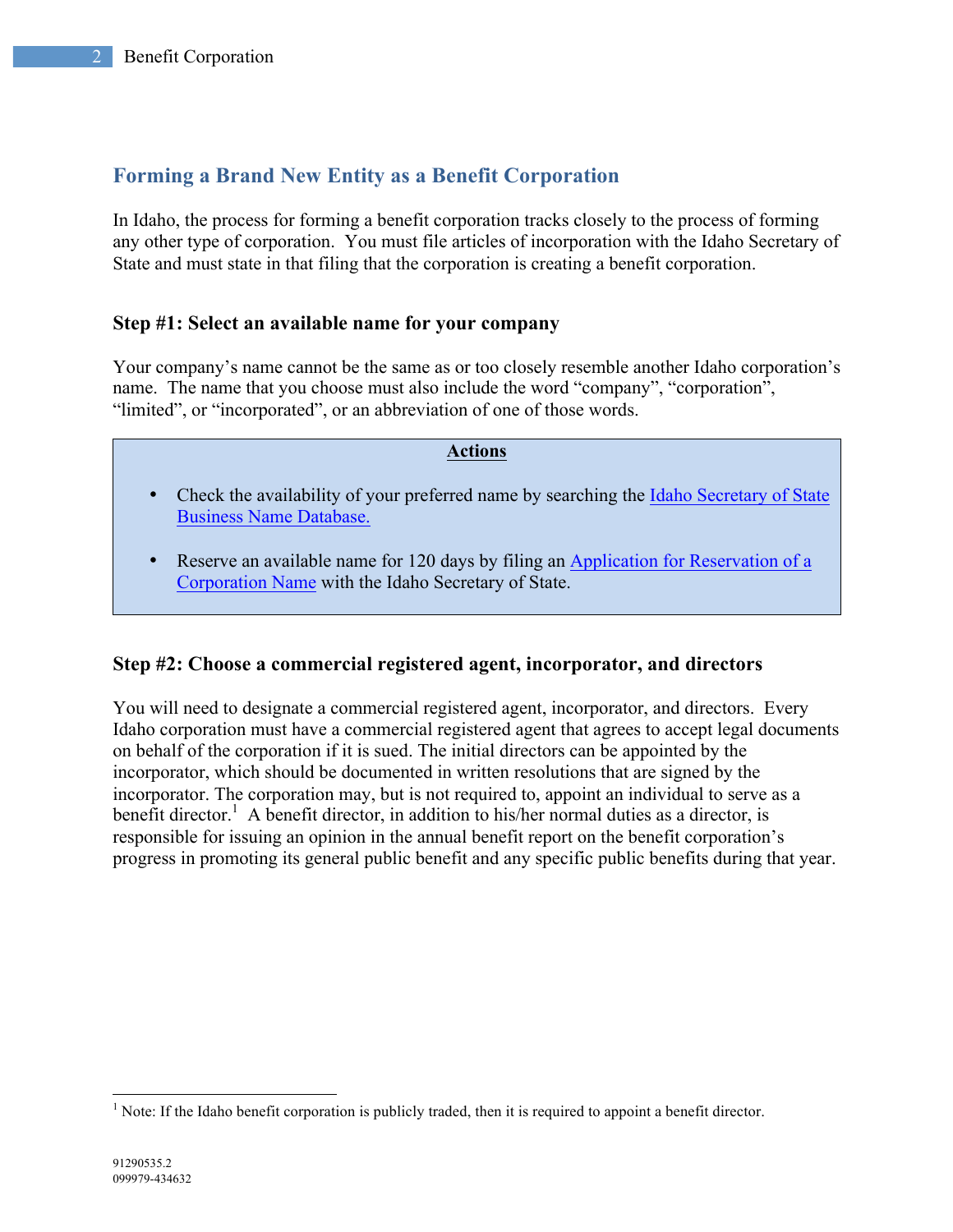## Forming a Brand New Entity as a Benefit Corporation

In Idaho, the process for forming a benefit corporation tracks closely to the process of forming any other type of corporation. You must file articles of incorporation with the Idaho Secretary of State and must state in that filing that the corporation is creating a benefit corporation.

### Step #1: Select an available name for your company

Your company's name cannot be the same as or too closely resemble another Idaho corporation's name. The name that you choose must also include the word "company", "corporation", "limited", or "incorporated", or an abbreviation of one of those words.

**Actions**

- Check the availability of your preferred name by searching the Idaho Secretary of State Business Name Database.
- Reserve an available name for 120 days by filing an Application for Reservation of a Corporation Name with the Idaho Secretary of State.

### Step #2: Choose a commercial registered agent, incorporator, and directors

You will need to designate a commercial registered agent, incorporator, and directors. Every Idaho corporation must have a commercial registered agent that agrees to accept legal documents on behalf of the corporation if it is sued. The initial directors can be appointed by the incorporator, which should be documented in written resolutions that are signed by the incorporator. The corporation may, but is not required to, appoint an individual to serve as a benefit director.[1] A benefit director, in addition to his/her normal duties as a director, is responsible for issuing an opinion in the annual benefit report on the benefit corporation's progress in promoting its general public benefit and any specific public benefits during that year.

[1] Note: If the Idaho benefit corporation is publicly traded, then it is required to appoint a benefit director.

91290535.2
099979-434632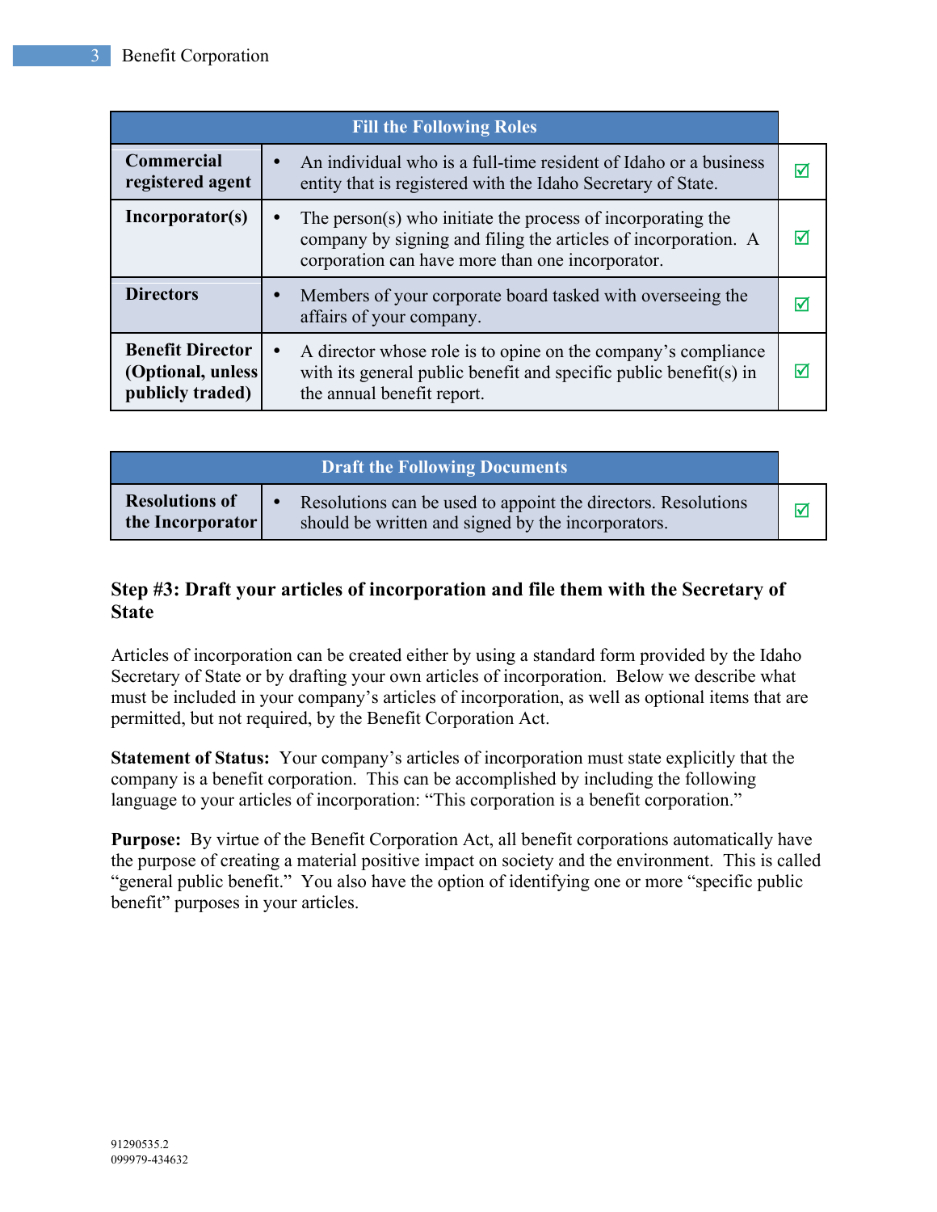| Fill the Following Roles | | |
|---|---|---|
| **Commercial registered agent** | • An individual who is a full-time resident of Idaho or a business entity that is registered with the Idaho Secretary of State. | ☑ |
| **Incorporator(s)** | • The person(s) who initiate the process of incorporating the company by signing and filing the articles of incorporation. A corporation can have more than one incorporator. | ☑ |
| **Directors** | • Members of your corporate board tasked with overseeing the affairs of your company. | ☑ |
| **Benefit Director (Optional, unless publicly traded)** | • A director whose role is to opine on the company's compliance with its general public benefit and specific public benefit(s) in the annual benefit report. | ☑ |

| Draft the Following Documents | | |
|---|---|---|
| **Resolutions of the Incorporator** | • Resolutions can be used to appoint the directors. Resolutions should be written and signed by the incorporators. | ☑ |

### Step #3: Draft your articles of incorporation and file them with the Secretary of State

Articles of incorporation can be created either by using a standard form provided by the Idaho Secretary of State or by drafting your own articles of incorporation. Below we describe what must be included in your company's articles of incorporation, as well as optional items that are permitted, but not required, by the Benefit Corporation Act.

**Statement of Status:** Your company's articles of incorporation must state explicitly that the company is a benefit corporation. This can be accomplished by including the following language to your articles of incorporation: "This corporation is a benefit corporation."

**Purpose:** By virtue of the Benefit Corporation Act, all benefit corporations automatically have the purpose of creating a material positive impact on society and the environment. This is called "general public benefit." You also have the option of identifying one or more "specific public benefit" purposes in your articles.

91290535.2
099979-434632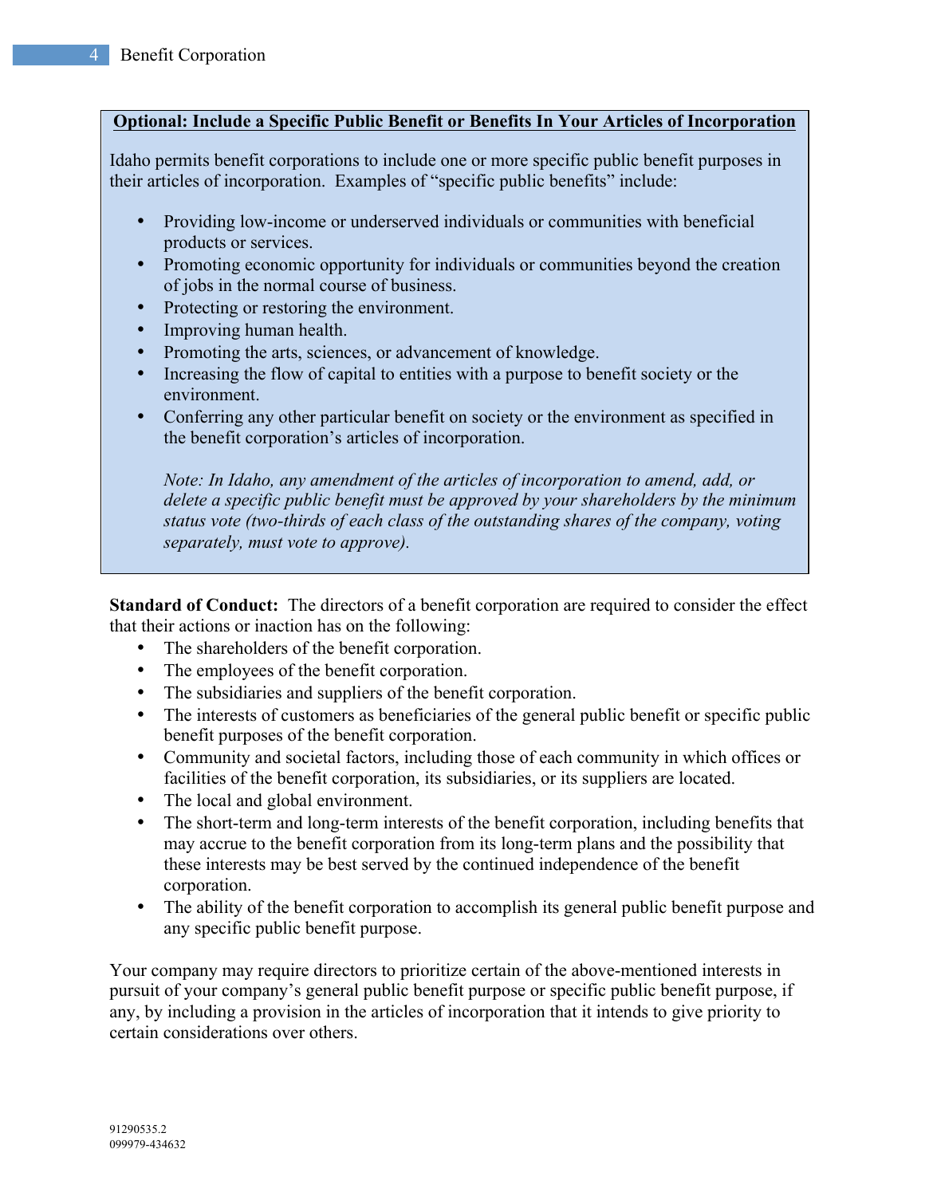**<u>Optional: Include a Specific Public Benefit or Benefits In Your Articles of Incorporation</u>**

Idaho permits benefit corporations to include one or more specific public benefit purposes in their articles of incorporation. Examples of "specific public benefits" include:

- Providing low-income or underserved individuals or communities with beneficial products or services.
- Promoting economic opportunity for individuals or communities beyond the creation of jobs in the normal course of business.
- Protecting or restoring the environment.
- Improving human health.
- Promoting the arts, sciences, or advancement of knowledge.
- Increasing the flow of capital to entities with a purpose to benefit society or the environment.
- Conferring any other particular benefit on society or the environment as specified in the benefit corporation's articles of incorporation.

  *Note: In Idaho, any amendment of the articles of incorporation to amend, add, or delete a specific public benefit must be approved by your shareholders by the minimum status vote (two-thirds of each class of the outstanding shares of the company, voting separately, must vote to approve).*

**Standard of Conduct:** The directors of a benefit corporation are required to consider the effect that their actions or inaction has on the following:

- The shareholders of the benefit corporation.
- The employees of the benefit corporation.
- The subsidiaries and suppliers of the benefit corporation.
- The interests of customers as beneficiaries of the general public benefit or specific public benefit purposes of the benefit corporation.
- Community and societal factors, including those of each community in which offices or facilities of the benefit corporation, its subsidiaries, or its suppliers are located.
- The local and global environment.
- The short-term and long-term interests of the benefit corporation, including benefits that may accrue to the benefit corporation from its long-term plans and the possibility that these interests may be best served by the continued independence of the benefit corporation.
- The ability of the benefit corporation to accomplish its general public benefit purpose and any specific public benefit purpose.

Your company may require directors to prioritize certain of the above-mentioned interests in pursuit of your company's general public benefit purpose or specific public benefit purpose, if any, by including a provision in the articles of incorporation that it intends to give priority to certain considerations over others.

91290535.2
099979-434632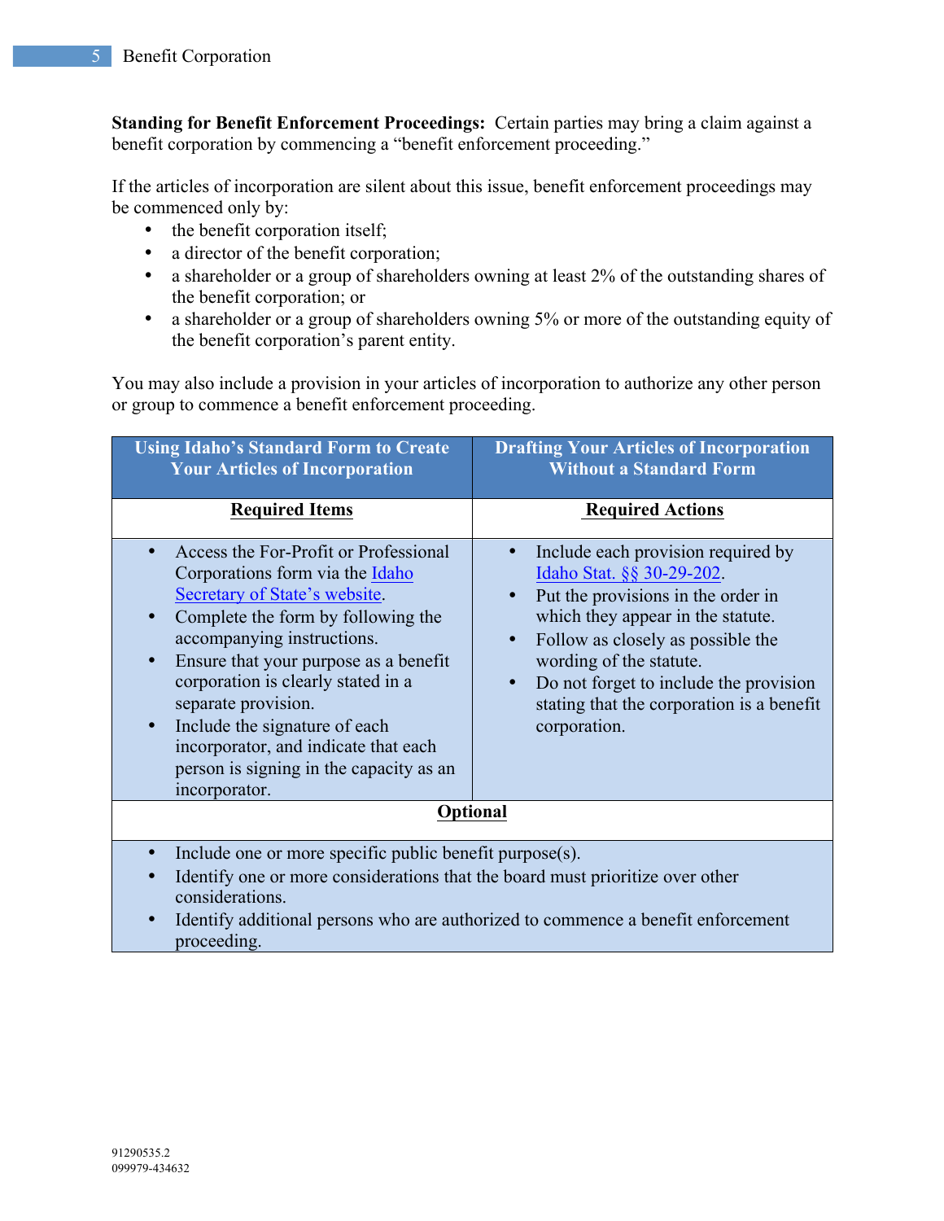**Standing for Benefit Enforcement Proceedings:** Certain parties may bring a claim against a benefit corporation by commencing a "benefit enforcement proceeding."

If the articles of incorporation are silent about this issue, benefit enforcement proceedings may be commenced only by:

- the benefit corporation itself;
- a director of the benefit corporation;
- a shareholder or a group of shareholders owning at least 2% of the outstanding shares of the benefit corporation; or
- a shareholder or a group of shareholders owning 5% or more of the outstanding equity of the benefit corporation's parent entity.

You may also include a provision in your articles of incorporation to authorize any other person or group to commence a benefit enforcement proceeding.

| Using Idaho's Standard Form to Create Your Articles of Incorporation | Drafting Your Articles of Incorporation Without a Standard Form |
|---|---|
| **Required Items** | **Required Actions** |
| • Access the For-Profit or Professional Corporations form via the Idaho Secretary of State's website.<br>• Complete the form by following the accompanying instructions.<br>• Ensure that your purpose as a benefit corporation is clearly stated in a separate provision.<br>• Include the signature of each incorporator, and indicate that each person is signing in the capacity as an incorporator. | • Include each provision required by Idaho Stat. §§ 30-29-202.<br>• Put the provisions in the order in which they appear in the statute.<br>• Follow as closely as possible the wording of the statute.<br>• Do not forget to include the provision stating that the corporation is a benefit corporation. |
| **Optional** | |
| • Include one or more specific public benefit purpose(s).<br>• Identify one or more considerations that the board must prioritize over other considerations.<br>• Identify additional persons who are authorized to commence a benefit enforcement proceeding. | |

91290535.2
099979-434632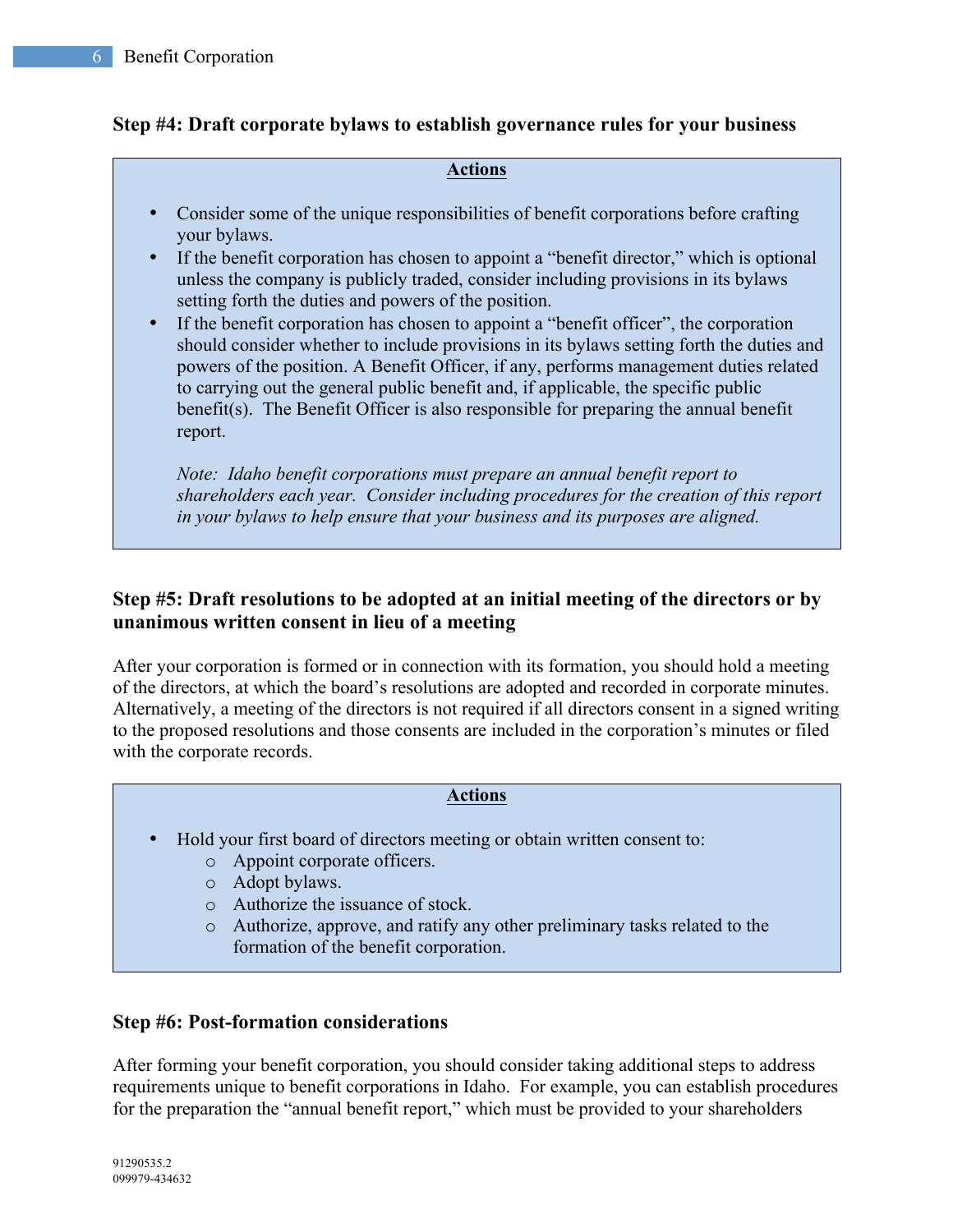### Step #4: Draft corporate bylaws to establish governance rules for your business

**Actions**

- Consider some of the unique responsibilities of benefit corporations before crafting your bylaws.
- If the benefit corporation has chosen to appoint a "benefit director," which is optional unless the company is publicly traded, consider including provisions in its bylaws setting forth the duties and powers of the position.
- If the benefit corporation has chosen to appoint a "benefit officer", the corporation should consider whether to include provisions in its bylaws setting forth the duties and powers of the position. A Benefit Officer, if any, performs management duties related to carrying out the general public benefit and, if applicable, the specific public benefit(s). The Benefit Officer is also responsible for preparing the annual benefit report.

  *Note: Idaho benefit corporations must prepare an annual benefit report to shareholders each year. Consider including procedures for the creation of this report in your bylaws to help ensure that your business and its purposes are aligned.*

### Step #5: Draft resolutions to be adopted at an initial meeting of the directors or by unanimous written consent in lieu of a meeting

After your corporation is formed or in connection with its formation, you should hold a meeting of the directors, at which the board's resolutions are adopted and recorded in corporate minutes. Alternatively, a meeting of the directors is not required if all directors consent in a signed writing to the proposed resolutions and those consents are included in the corporation's minutes or filed with the corporate records.

**Actions**

- Hold your first board of directors meeting or obtain written consent to:
  - Appoint corporate officers.
  - Adopt bylaws.
  - Authorize the issuance of stock.
  - Authorize, approve, and ratify any other preliminary tasks related to the formation of the benefit corporation.

### Step #6: Post-formation considerations

After forming your benefit corporation, you should consider taking additional steps to address requirements unique to benefit corporations in Idaho. For example, you can establish procedures for the preparation the "annual benefit report," which must be provided to your shareholders

91290535.2
099979-434632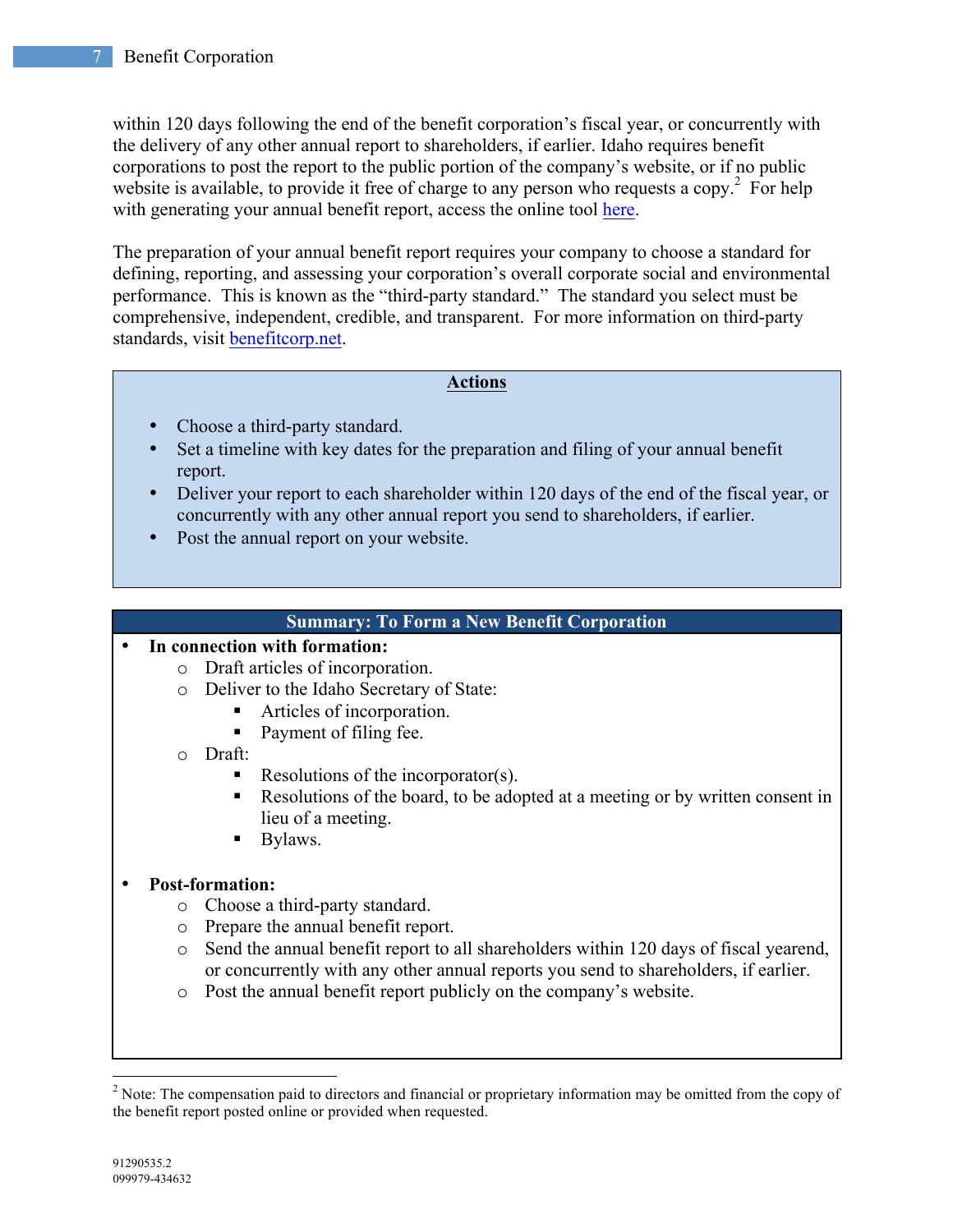within 120 days following the end of the benefit corporation's fiscal year, or concurrently with the delivery of any other annual report to shareholders, if earlier. Idaho requires benefit corporations to post the report to the public portion of the company's website, or if no public website is available, to provide it free of charge to any person who requests a copy.[2] For help with generating your annual benefit report, access the online tool here.

The preparation of your annual benefit report requires your company to choose a standard for defining, reporting, and assessing your corporation's overall corporate social and environmental performance. This is known as the "third-party standard." The standard you select must be comprehensive, independent, credible, and transparent. For more information on third-party standards, visit benefitcorp.net.

**Actions**

- Choose a third-party standard.
- Set a timeline with key dates for the preparation and filing of your annual benefit report.
- Deliver your report to each shareholder within 120 days of the end of the fiscal year, or concurrently with any other annual report you send to shareholders, if earlier.
- Post the annual report on your website.

**Summary: To Form a New Benefit Corporation**

- **In connection with formation:**
  - Draft articles of incorporation.
  - Deliver to the Idaho Secretary of State:
    - Articles of incorporation.
    - Payment of filing fee.
  - Draft:
    - Resolutions of the incorporator(s).
    - Resolutions of the board, to be adopted at a meeting or by written consent in lieu of a meeting.
    - Bylaws.

- **Post-formation:**
  - Choose a third-party standard.
  - Prepare the annual benefit report.
  - Send the annual benefit report to all shareholders within 120 days of fiscal yearend, or concurrently with any other annual reports you send to shareholders, if earlier.
  - Post the annual benefit report publicly on the company's website.

[2] Note: The compensation paid to directors and financial or proprietary information may be omitted from the copy of the benefit report posted online or provided when requested.

91290535.2
099979-434632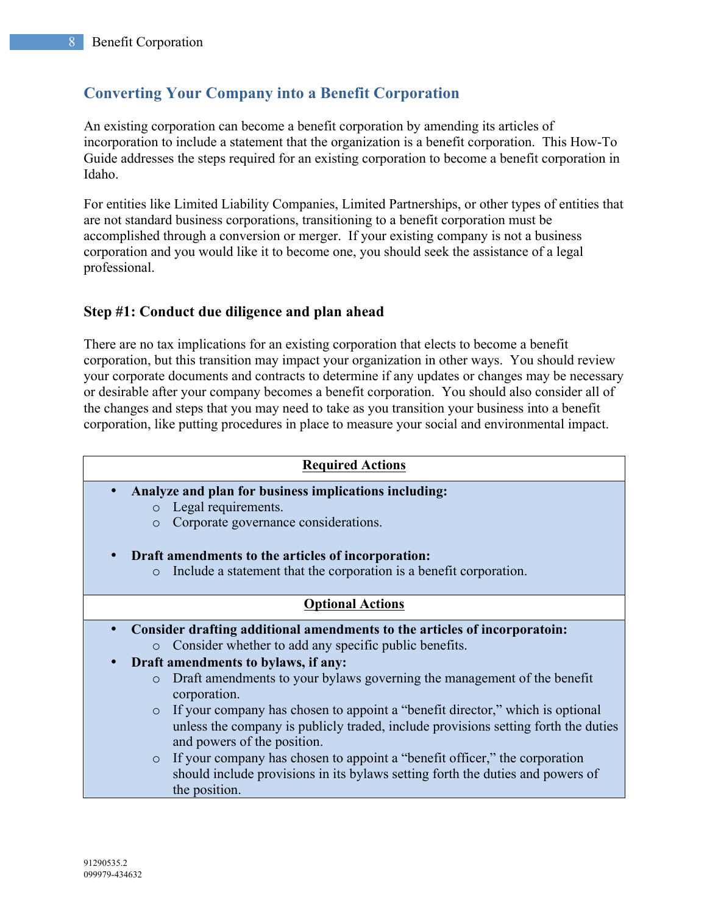## Converting Your Company into a Benefit Corporation

An existing corporation can become a benefit corporation by amending its articles of incorporation to include a statement that the organization is a benefit corporation. This How-To Guide addresses the steps required for an existing corporation to become a benefit corporation in Idaho.

For entities like Limited Liability Companies, Limited Partnerships, or other types of entities that are not standard business corporations, transitioning to a benefit corporation must be accomplished through a conversion or merger. If your existing company is not a business corporation and you would like it to become one, you should seek the assistance of a legal professional.

### Step #1: Conduct due diligence and plan ahead

There are no tax implications for an existing corporation that elects to become a benefit corporation, but this transition may impact your organization in other ways. You should review your corporate documents and contracts to determine if any updates or changes may be necessary or desirable after your company becomes a benefit corporation. You should also consider all of the changes and steps that you may need to take as you transition your business into a benefit corporation, like putting procedures in place to measure your social and environmental impact.

**Required Actions**

- **Analyze and plan for business implications including:**
  - Legal requirements.
  - Corporate governance considerations.
- **Draft amendments to the articles of incorporation:**
  - Include a statement that the corporation is a benefit corporation.

**Optional Actions**

- **Consider drafting additional amendments to the articles of incorporatoin:**
  - Consider whether to add any specific public benefits.
- **Draft amendments to bylaws, if any:**
  - Draft amendments to your bylaws governing the management of the benefit corporation.
  - If your company has chosen to appoint a "benefit director," which is optional unless the company is publicly traded, include provisions setting forth the duties and powers of the position.
  - If your company has chosen to appoint a "benefit officer," the corporation should include provisions in its bylaws setting forth the duties and powers of the position.

91290535.2
099979-434632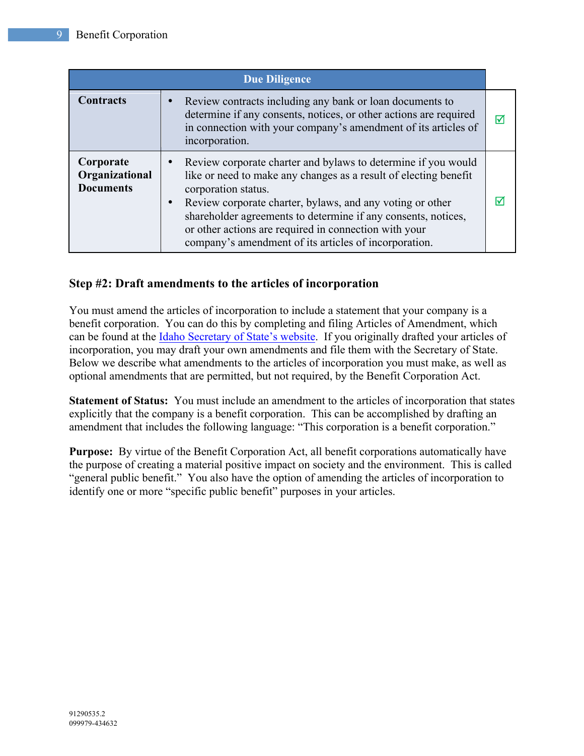| Due Diligence | | |
|---|---|---|
| **Contracts** | • Review contracts including any bank or loan documents to determine if any consents, notices, or other actions are required in connection with your company's amendment of its articles of incorporation. | ☑ |
| **Corporate Organizational Documents** | • Review corporate charter and bylaws to determine if you would like or need to make any changes as a result of electing benefit corporation status.<br>• Review corporate charter, bylaws, and any voting or other shareholder agreements to determine if any consents, notices, or other actions are required in connection with your company's amendment of its articles of incorporation. | ☑ |

### Step #2: Draft amendments to the articles of incorporation

You must amend the articles of incorporation to include a statement that your company is a benefit corporation. You can do this by completing and filing Articles of Amendment, which can be found at the Idaho Secretary of State's website. If you originally drafted your articles of incorporation, you may draft your own amendments and file them with the Secretary of State. Below we describe what amendments to the articles of incorporation you must make, as well as optional amendments that are permitted, but not required, by the Benefit Corporation Act.

**Statement of Status:** You must include an amendment to the articles of incorporation that states explicitly that the company is a benefit corporation. This can be accomplished by drafting an amendment that includes the following language: "This corporation is a benefit corporation."

**Purpose:** By virtue of the Benefit Corporation Act, all benefit corporations automatically have the purpose of creating a material positive impact on society and the environment. This is called "general public benefit." You also have the option of amending the articles of incorporation to identify one or more "specific public benefit" purposes in your articles.

91290535.2
099979-434632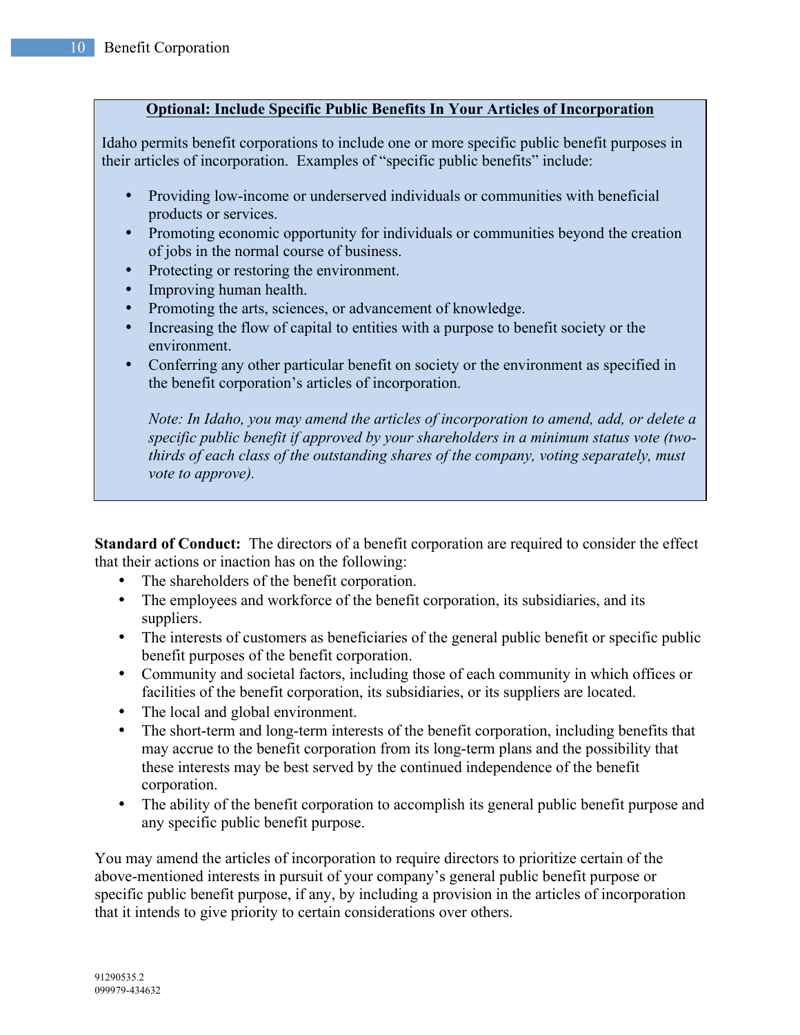**Optional: Include Specific Public Benefits In Your Articles of Incorporation**

Idaho permits benefit corporations to include one or more specific public benefit purposes in their articles of incorporation. Examples of "specific public benefits" include:

- Providing low-income or underserved individuals or communities with beneficial products or services.
- Promoting economic opportunity for individuals or communities beyond the creation of jobs in the normal course of business.
- Protecting or restoring the environment.
- Improving human health.
- Promoting the arts, sciences, or advancement of knowledge.
- Increasing the flow of capital to entities with a purpose to benefit society or the environment.
- Conferring any other particular benefit on society or the environment as specified in the benefit corporation's articles of incorporation.

*Note: In Idaho, you may amend the articles of incorporation to amend, add, or delete a specific public benefit if approved by your shareholders in a minimum status vote (two-thirds of each class of the outstanding shares of the company, voting separately, must vote to approve).*

**Standard of Conduct:** The directors of a benefit corporation are required to consider the effect that their actions or inaction has on the following:

- The shareholders of the benefit corporation.
- The employees and workforce of the benefit corporation, its subsidiaries, and its suppliers.
- The interests of customers as beneficiaries of the general public benefit or specific public benefit purposes of the benefit corporation.
- Community and societal factors, including those of each community in which offices or facilities of the benefit corporation, its subsidiaries, or its suppliers are located.
- The local and global environment.
- The short-term and long-term interests of the benefit corporation, including benefits that may accrue to the benefit corporation from its long-term plans and the possibility that these interests may be best served by the continued independence of the benefit corporation.
- The ability of the benefit corporation to accomplish its general public benefit purpose and any specific public benefit purpose.

You may amend the articles of incorporation to require directors to prioritize certain of the above-mentioned interests in pursuit of your company's general public benefit purpose or specific public benefit purpose, if any, by including a provision in the articles of incorporation that it intends to give priority to certain considerations over others.

91290535.2
099979-434632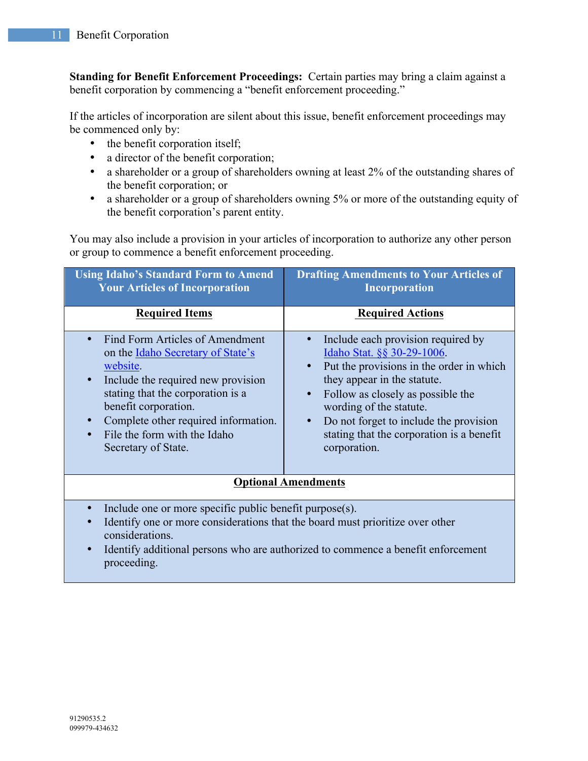**Standing for Benefit Enforcement Proceedings:** Certain parties may bring a claim against a benefit corporation by commencing a "benefit enforcement proceeding."

If the articles of incorporation are silent about this issue, benefit enforcement proceedings may be commenced only by:

- the benefit corporation itself;
- a director of the benefit corporation;
- a shareholder or a group of shareholders owning at least 2% of the outstanding shares of the benefit corporation; or
- a shareholder or a group of shareholders owning 5% or more of the outstanding equity of the benefit corporation's parent entity.

You may also include a provision in your articles of incorporation to authorize any other person or group to commence a benefit enforcement proceeding.

| Using Idaho's Standard Form to Amend Your Articles of Incorporation | Drafting Amendments to Your Articles of Incorporation |
|---|---|
| **Required Items** | **Required Actions** |
| • Find Form Articles of Amendment on the Idaho Secretary of State's website.<br>• Include the required new provision stating that the corporation is a benefit corporation.<br>• Complete other required information.<br>• File the form with the Idaho Secretary of State. | • Include each provision required by Idaho Stat. §§ 30-29-1006.<br>• Put the provisions in the order in which they appear in the statute.<br>• Follow as closely as possible the wording of the statute.<br>• Do not forget to include the provision stating that the corporation is a benefit corporation. |
| **Optional Amendments** | |
| • Include one or more specific public benefit purpose(s).<br>• Identify one or more considerations that the board must prioritize over other considerations.<br>• Identify additional persons who are authorized to commence a benefit enforcement proceeding. | |

91290535.2
099979-434632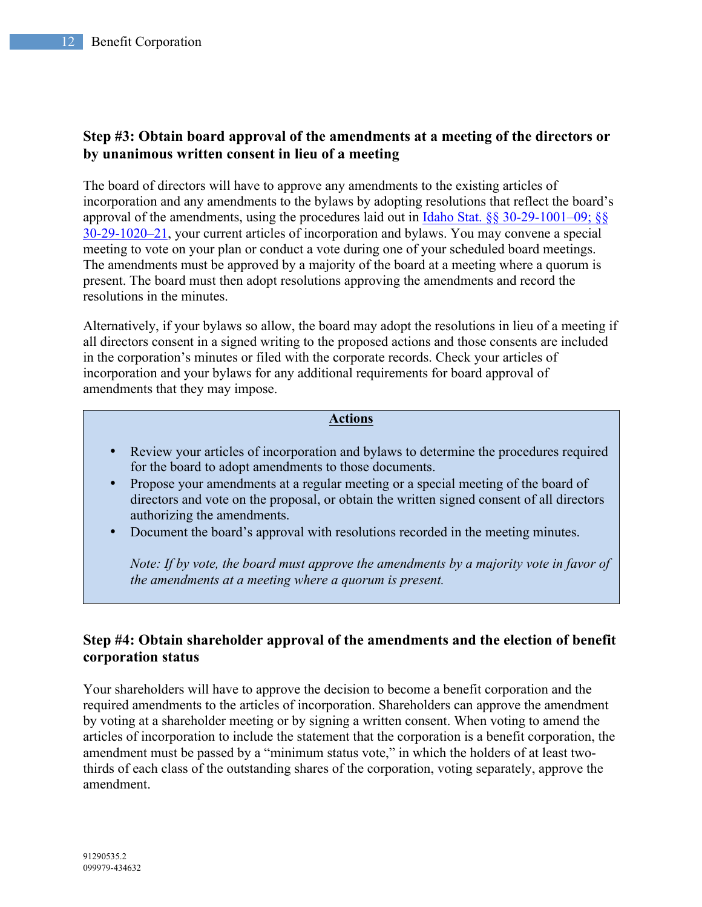### Step #3: Obtain board approval of the amendments at a meeting of the directors or by unanimous written consent in lieu of a meeting

The board of directors will have to approve any amendments to the existing articles of incorporation and any amendments to the bylaws by adopting resolutions that reflect the board's approval of the amendments, using the procedures laid out in Idaho Stat. §§ 30-29-1001–09; §§ 30-29-1020–21, your current articles of incorporation and bylaws. You may convene a special meeting to vote on your plan or conduct a vote during one of your scheduled board meetings. The amendments must be approved by a majority of the board at a meeting where a quorum is present. The board must then adopt resolutions approving the amendments and record the resolutions in the minutes.

Alternatively, if your bylaws so allow, the board may adopt the resolutions in lieu of a meeting if all directors consent in a signed writing to the proposed actions and those consents are included in the corporation's minutes or filed with the corporate records. Check your articles of incorporation and your bylaws for any additional requirements for board approval of amendments that they may impose.

**Actions**

- Review your articles of incorporation and bylaws to determine the procedures required for the board to adopt amendments to those documents.
- Propose your amendments at a regular meeting or a special meeting of the board of directors and vote on the proposal, or obtain the written signed consent of all directors authorizing the amendments.
- Document the board's approval with resolutions recorded in the meeting minutes.

  *Note: If by vote, the board must approve the amendments by a majority vote in favor of the amendments at a meeting where a quorum is present.*

### Step #4: Obtain shareholder approval of the amendments and the election of benefit corporation status

Your shareholders will have to approve the decision to become a benefit corporation and the required amendments to the articles of incorporation. Shareholders can approve the amendment by voting at a shareholder meeting or by signing a written consent. When voting to amend the articles of incorporation to include the statement that the corporation is a benefit corporation, the amendment must be passed by a "minimum status vote," in which the holders of at least two-thirds of each class of the outstanding shares of the corporation, voting separately, approve the amendment.

91290535.2
099979-434632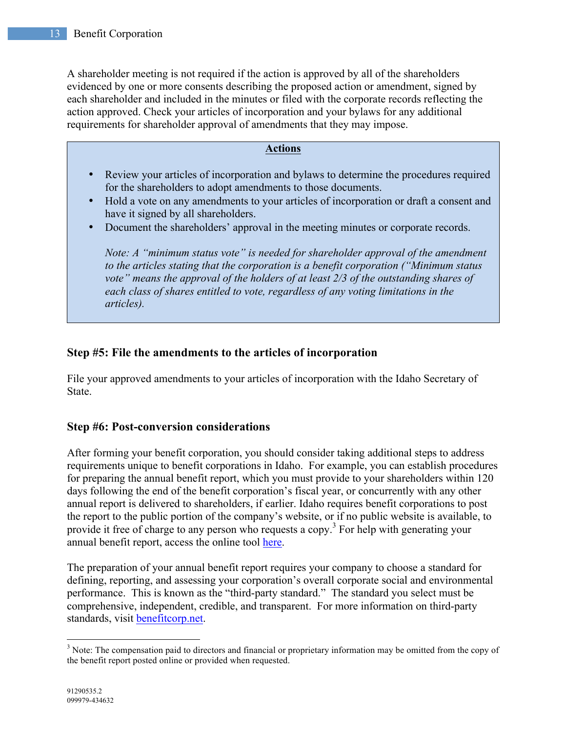A shareholder meeting is not required if the action is approved by all of the shareholders evidenced by one or more consents describing the proposed action or amendment, signed by each shareholder and included in the minutes or filed with the corporate records reflecting the action approved. Check your articles of incorporation and your bylaws for any additional requirements for shareholder approval of amendments that they may impose.

**Actions**

- Review your articles of incorporation and bylaws to determine the procedures required for the shareholders to adopt amendments to those documents.
- Hold a vote on any amendments to your articles of incorporation or draft a consent and have it signed by all shareholders.
- Document the shareholders' approval in the meeting minutes or corporate records.

  *Note: A "minimum status vote" is needed for shareholder approval of the amendment to the articles stating that the corporation is a benefit corporation ("Minimum status vote" means the approval of the holders of at least 2/3 of the outstanding shares of each class of shares entitled to vote, regardless of any voting limitations in the articles).*

### Step #5: File the amendments to the articles of incorporation

File your approved amendments to your articles of incorporation with the Idaho Secretary of State.

### Step #6: Post-conversion considerations

After forming your benefit corporation, you should consider taking additional steps to address requirements unique to benefit corporations in Idaho. For example, you can establish procedures for preparing the annual benefit report, which you must provide to your shareholders within 120 days following the end of the benefit corporation's fiscal year, or concurrently with any other annual report is delivered to shareholders, if earlier. Idaho requires benefit corporations to post the report to the public portion of the company's website, or if no public website is available, to provide it free of charge to any person who requests a copy.[3] For help with generating your annual benefit report, access the online tool here.

The preparation of your annual benefit report requires your company to choose a standard for defining, reporting, and assessing your corporation's overall corporate social and environmental performance. This is known as the "third-party standard." The standard you select must be comprehensive, independent, credible, and transparent. For more information on third-party standards, visit benefitcorp.net.

---

[3] Note: The compensation paid to directors and financial or proprietary information may be omitted from the copy of the benefit report posted online or provided when requested.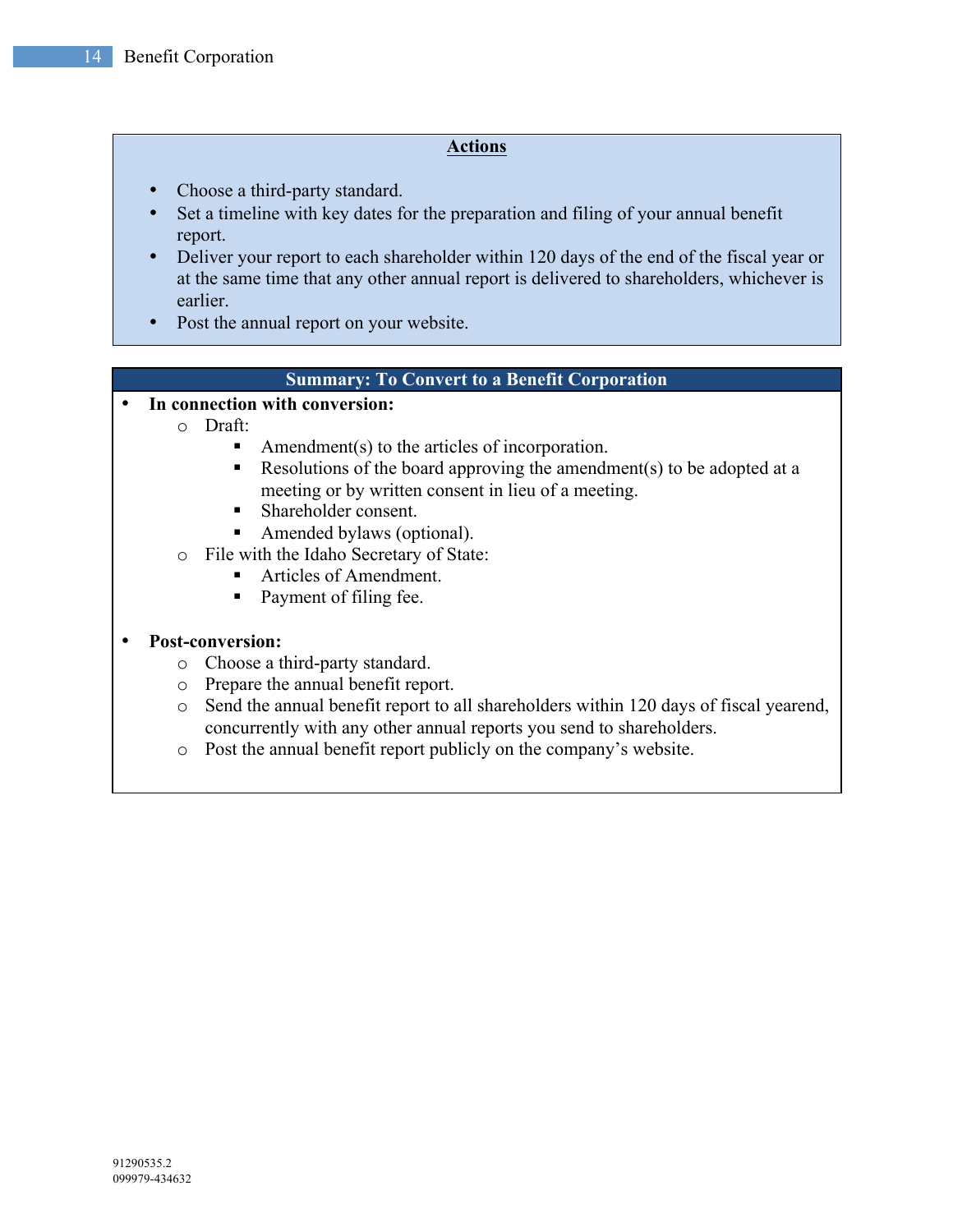**Actions**

- Choose a third-party standard.
- Set a timeline with key dates for the preparation and filing of your annual benefit report.
- Deliver your report to each shareholder within 120 days of the end of the fiscal year or at the same time that any other annual report is delivered to shareholders, whichever is earlier.
- Post the annual report on your website.

**Summary: To Convert to a Benefit Corporation**

- **In connection with conversion:**
  - Draft:
    - Amendment(s) to the articles of incorporation.
    - Resolutions of the board approving the amendment(s) to be adopted at a meeting or by written consent in lieu of a meeting.
    - Shareholder consent.
    - Amended bylaws (optional).
  - File with the Idaho Secretary of State:
    - Articles of Amendment.
    - Payment of filing fee.

- **Post-conversion:**
  - Choose a third-party standard.
  - Prepare the annual benefit report.
  - Send the annual benefit report to all shareholders within 120 days of fiscal yearend, concurrently with any other annual reports you send to shareholders.
  - Post the annual benefit report publicly on the company's website.

91290535.2
099979-434632